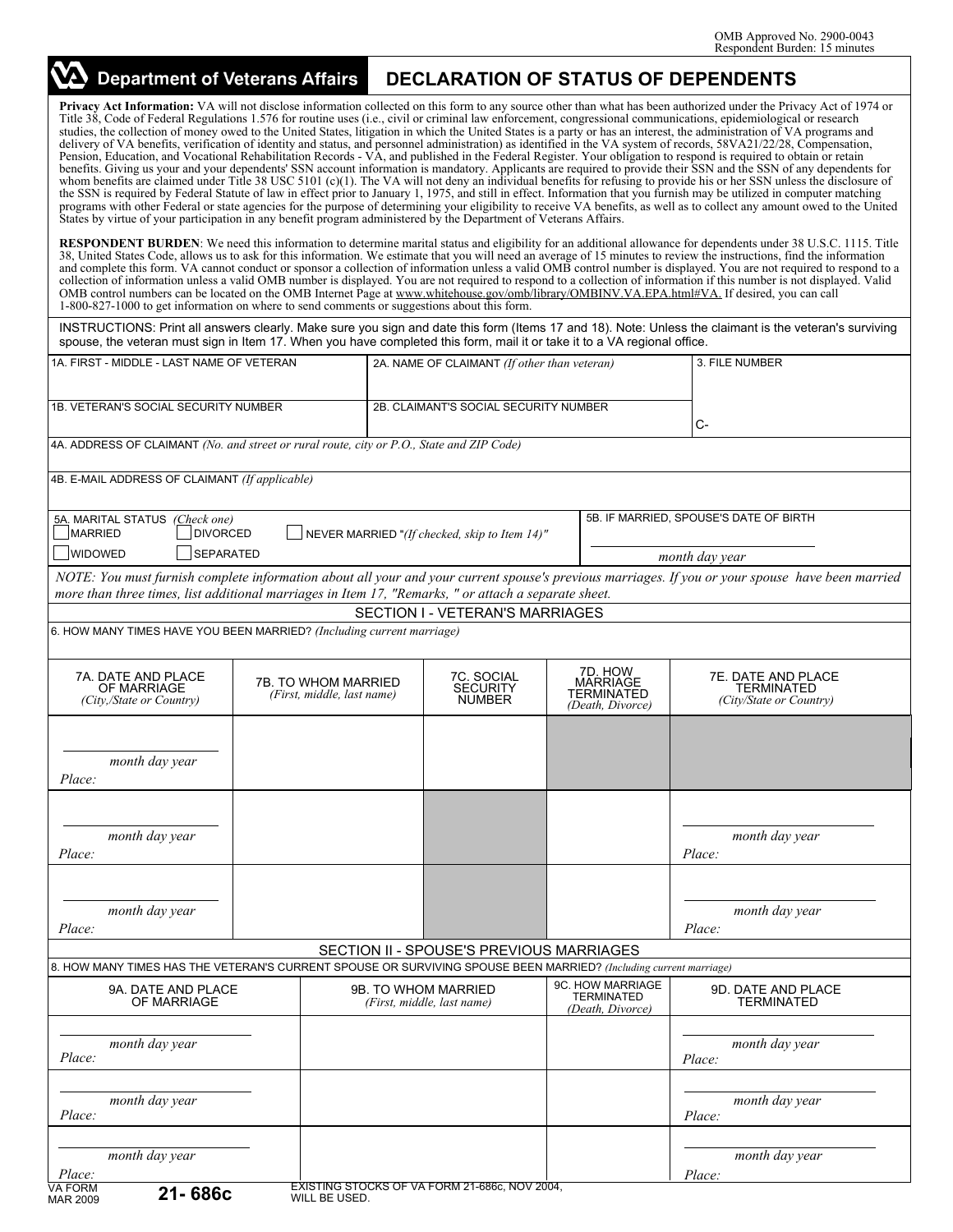OMB Approved No. 2900-0043
Respondent Burden: 15 minutes

# Department of Veterans Affairs — DECLARATION OF STATUS OF DEPENDENTS

**Privacy Act Information:** VA will not disclose information collected on this form to any source other than what has been authorized under the Privacy Act of 1974 or Title 38, Code of Federal Regulations 1.576 for routine uses (i.e., civil or criminal law enforcement, congressional communications, epidemiological or research studies, the collection of money owed to the United States, litigation in which the United States is a party or has an interest, the administration of VA programs and delivery of VA benefits, verification of identity and status, and personnel administration) as identified in the VA system of records, 58VA21/22/28, Compensation, Pension, Education, and Vocational Rehabilitation Records - VA, and published in the Federal Register. Your obligation to respond is required to obtain or retain benefits. Giving us your and your dependents' SSN account information is mandatory. Applicants are required to provide their SSN and the SSN of any dependents for whom benefits are claimed under Title 38 USC 5101 (c)(1). The VA will not deny an individual benefits for refusing to provide his or her SSN unless the disclosure of the SSN is required by Federal Statute of law in effect prior to January 1, 1975, and still in effect. Information that you furnish may be utilized in computer matching programs with other Federal or state agencies for the purpose of determining your eligibility to receive VA benefits, as well as to collect any amount owed to the United States by virtue of your participation in any benefit program administered by the Department of Veterans Affairs.

**RESPONDENT BURDEN**: We need this information to determine marital status and eligibility for an additional allowance for dependents under 38 U.S.C. 1115. Title 38, United States Code, allows us to ask for this information. We estimate that you will need an average of 15 minutes to review the instructions, find the information and complete this form. VA cannot conduct or sponsor a collection of information unless a valid OMB control number is displayed. You are not required to respond to a collection of information unless a valid OMB number is displayed. You are not required to respond to a collection of information if this number is not displayed. Valid OMB control numbers can be located on the OMB Internet Page at www.whitehouse.gov/omb/library/OMBINV.VA.EPA.html#VA. If desired, you can call 1-800-827-1000 to get information on where to send comments or suggestions about this form.

INSTRUCTIONS: Print all answers clearly. Make sure you sign and date this form (Items 17 and 18). Note: Unless the claimant is the veteran's surviving spouse, the veteran must sign in Item 17. When you have completed this form, mail it or take it to a VA regional office.

| 1A. FIRST - MIDDLE - LAST NAME OF VETERAN | 2A. NAME OF CLAIMANT *(If other than veteran)* | 3. FILE NUMBER |
|---|---|---|
| 1B. VETERAN'S SOCIAL SECURITY NUMBER | 2B. CLAIMANT'S SOCIAL SECURITY NUMBER | C- |

4A. ADDRESS OF CLAIMANT *(No. and street or rural route, city or P.O., State and ZIP Code)*

4B. E-MAIL ADDRESS OF CLAIMANT *(If applicable)*

5A. MARITAL STATUS *(Check one)*
- ☐ MARRIED
- ☐ DIVORCED
- ☐ NEVER MARRIED *"(If checked, skip to Item 14)"*
- ☐ WIDOWED
- ☐ SEPARATED

5B. IF MARRIED, SPOUSE'S DATE OF BIRTH

month day year

*NOTE: You must furnish complete information about all your and your current spouse's previous marriages. If you or your spouse have been married more than three times, list additional marriages in Item 17, "Remarks, " or attach a separate sheet.*

## SECTION I - VETERAN'S MARRIAGES

6. HOW MANY TIMES HAVE YOU BEEN MARRIED? *(Including current marriage)*

| 7A. DATE AND PLACE OF MARRIAGE *(City,/State or Country)* | 7B. TO WHOM MARRIED *(First, middle, last name)* | 7C. SOCIAL SECURITY NUMBER | 7D. HOW MARRIAGE TERMINATED *(Death, Divorce)* | 7E. DATE AND PLACE TERMINATED *(City/State or Country)* |
|---|---|---|---|---|
| month day year<br>Place: | | | | |
| month day year<br>Place: | | | | month day year<br>Place: |
| month day year<br>Place: | | | | month day year<br>Place: |

## SECTION II - SPOUSE'S PREVIOUS MARRIAGES

8. HOW MANY TIMES HAS THE VETERAN'S CURRENT SPOUSE OR SURVIVING SPOUSE BEEN MARRIED? *(Including current marriage)*

| 9A. DATE AND PLACE OF MARRIAGE | 9B. TO WHOM MARRIED *(First, middle, last name)* | 9C. HOW MARRIAGE TERMINATED *(Death, Divorce)* | 9D. DATE AND PLACE TERMINATED |
|---|---|---|---|
| month day year<br>Place: | | | month day year<br>Place: |
| month day year<br>Place: | | | month day year<br>Place: |
| month day year<br>Place: | | | month day year<br>Place: |

VA FORM MAR 2009 **21- 686c** EXISTING STOCKS OF VA FORM 21-686c, NOV 2004, WILL BE USED.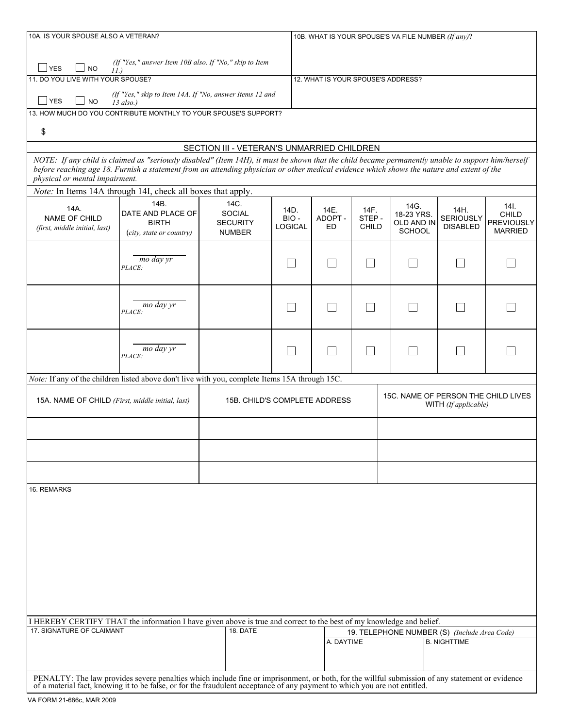| 10A. IS YOUR SPOUSE ALSO A VETERAN? | 10B. WHAT IS YOUR SPOUSE'S VA FILE NUMBER *(If any)*? |
|---|---|
| ☐ YES ☐ NO *(If "Yes," answer Item 10B also. If "No," skip to Item 11.)* | |
| 11. DO YOU LIVE WITH YOUR SPOUSE? | 12. WHAT IS YOUR SPOUSE'S ADDRESS? |
| ☐ YES ☐ NO *(If "Yes," skip to Item 14A. If "No, answer Items 12 and 13 also.)* | |

13. HOW MUCH DO YOU CONTRIBUTE MONTHLY TO YOUR SPOUSE'S SUPPORT?

$

## SECTION III - VETERAN'S UNMARRIED CHILDREN

*NOTE: If any child is claimed as "seriously disabled" (Item 14H), it must be shown that the child became permanently unable to support him/herself before reaching age 18. Furnish a statement from an attending physician or other medical evidence which shows the nature and extent of the physical or mental impairment.*

*Note:* In Items 14A through 14I, check all boxes that apply.

| 14A. NAME OF CHILD *(first, middle initial, last)* | 14B. DATE AND PLACE OF BIRTH *(city, state or country)* | 14C. SOCIAL SECURITY NUMBER | 14D. BIO - LOGICAL | 14E. ADOPT - ED | 14F. STEP - CHILD | 14G. 18-23 YRS. OLD AND IN SCHOOL | 14H. SERIOUSLY DISABLED | 14I. CHILD PREVIOUSLY MARRIED |
|---|---|---|---|---|---|---|---|---|
| | *mo day yr* PLACE: | | ☐ | ☐ | ☐ | ☐ | ☐ | ☐ |
| | *mo day yr* PLACE: | | ☐ | ☐ | ☐ | ☐ | ☐ | ☐ |
| | *mo day yr* PLACE: | | ☐ | ☐ | ☐ | ☐ | ☐ | ☐ |

*Note:* If any of the children listed above don't live with you, complete Items 15A through 15C.

| 15A. NAME OF CHILD *(First, middle initial, last)* | 15B. CHILD'S COMPLETE ADDRESS | 15C. NAME OF PERSON THE CHILD LIVES WITH *(If applicable)* |
|---|---|---|
| | | |
| | | |
| | | |

16. REMARKS

I HEREBY CERTIFY THAT the information I have given above is true and correct to the best of my knowledge and belief.

| 17. SIGNATURE OF CLAIMANT | 18. DATE | 19. TELEPHONE NUMBER (S) *(Include Area Code)* A. DAYTIME | B. NIGHTTIME |
|---|---|---|---|
| | | | |

PENALTY: The law provides severe penalties which include fine or imprisonment, or both, for the willful submission of any statement or evidence of a material fact, knowing it to be false, or for the fraudulent acceptance of any payment to which you are not entitled.

VA FORM 21-686c, MAR 2009